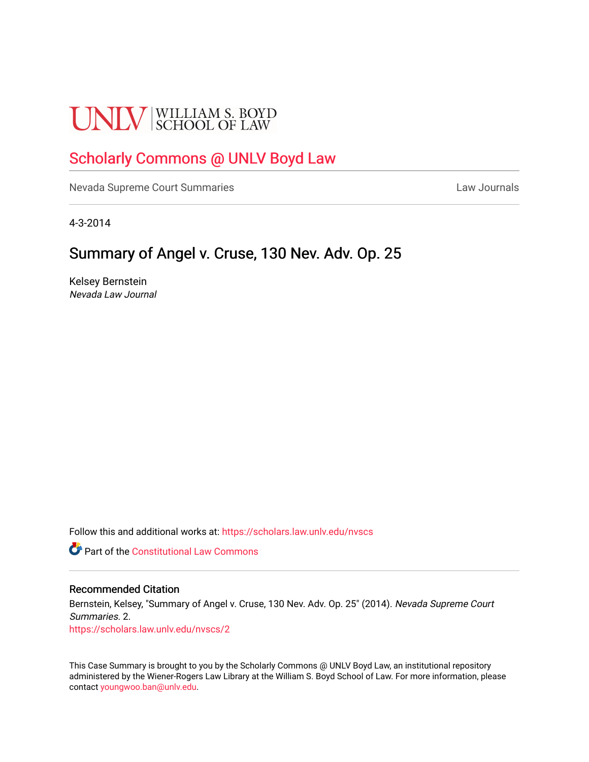UNLV | WILLIAM S. BOYD SCHOOL OF LAW

# Scholarly Commons @ UNLV Boyd Law

Nevada Supreme Court Summaries Law Journals

4-3-2014

## Summary of Angel v. Cruse, 130 Nev. Adv. Op. 25

Kelsey Bernstein
*Nevada Law Journal*

Follow this and additional works at: https://scholars.law.unlv.edu/nvscs

Part of the Constitutional Law Commons

### Recommended Citation

Bernstein, Kelsey, "Summary of Angel v. Cruse, 130 Nev. Adv. Op. 25" (2014). *Nevada Supreme Court Summaries*. 2.
https://scholars.law.unlv.edu/nvscs/2

This Case Summary is brought to you by the Scholarly Commons @ UNLV Boyd Law, an institutional repository administered by the Wiener-Rogers Law Library at the William S. Boyd School of Law. For more information, please contact youngwoo.ban@unlv.edu.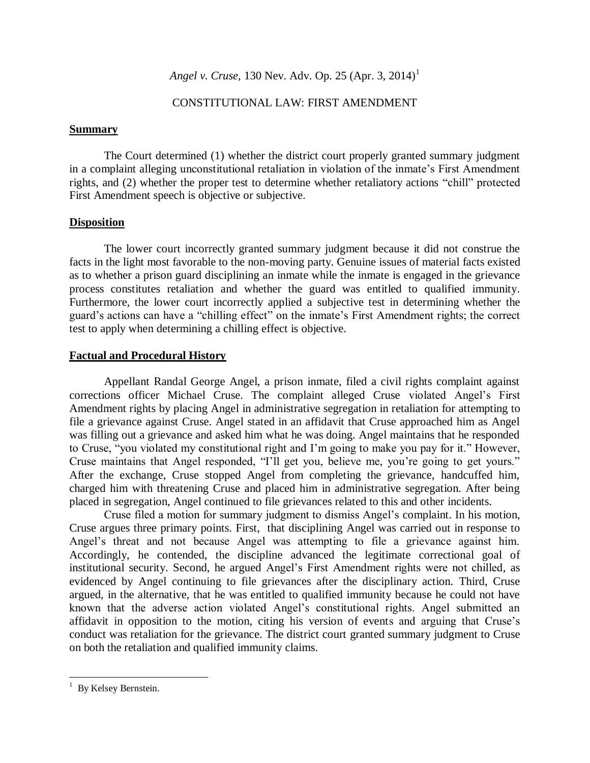*Angel v. Cruse*, 130 Nev. Adv. Op. 25 (Apr. 3, 2014)[1]

CONSTITUTIONAL LAW: FIRST AMENDMENT

## Summary

The Court determined (1) whether the district court properly granted summary judgment in a complaint alleging unconstitutional retaliation in violation of the inmate's First Amendment rights, and (2) whether the proper test to determine whether retaliatory actions "chill" protected First Amendment speech is objective or subjective.

## Disposition

The lower court incorrectly granted summary judgment because it did not construe the facts in the light most favorable to the non-moving party. Genuine issues of material facts existed as to whether a prison guard disciplining an inmate while the inmate is engaged in the grievance process constitutes retaliation and whether the guard was entitled to qualified immunity. Furthermore, the lower court incorrectly applied a subjective test in determining whether the guard's actions can have a "chilling effect" on the inmate's First Amendment rights; the correct test to apply when determining a chilling effect is objective.

## Factual and Procedural History

Appellant Randal George Angel, a prison inmate, filed a civil rights complaint against corrections officer Michael Cruse. The complaint alleged Cruse violated Angel's First Amendment rights by placing Angel in administrative segregation in retaliation for attempting to file a grievance against Cruse. Angel stated in an affidavit that Cruse approached him as Angel was filling out a grievance and asked him what he was doing. Angel maintains that he responded to Cruse, "you violated my constitutional right and I'm going to make you pay for it." However, Cruse maintains that Angel responded, "I'll get you, believe me, you're going to get yours." After the exchange, Cruse stopped Angel from completing the grievance, handcuffed him, charged him with threatening Cruse and placed him in administrative segregation. After being placed in segregation, Angel continued to file grievances related to this and other incidents.

Cruse filed a motion for summary judgment to dismiss Angel's complaint. In his motion, Cruse argues three primary points. First, that disciplining Angel was carried out in response to Angel's threat and not because Angel was attempting to file a grievance against him. Accordingly, he contended, the discipline advanced the legitimate correctional goal of institutional security. Second, he argued Angel's First Amendment rights were not chilled, as evidenced by Angel continuing to file grievances after the disciplinary action. Third, Cruse argued, in the alternative, that he was entitled to qualified immunity because he could not have known that the adverse action violated Angel's constitutional rights. Angel submitted an affidavit in opposition to the motion, citing his version of events and arguing that Cruse's conduct was retaliation for the grievance. The district court granted summary judgment to Cruse on both the retaliation and qualified immunity claims.

---

[1] By Kelsey Bernstein.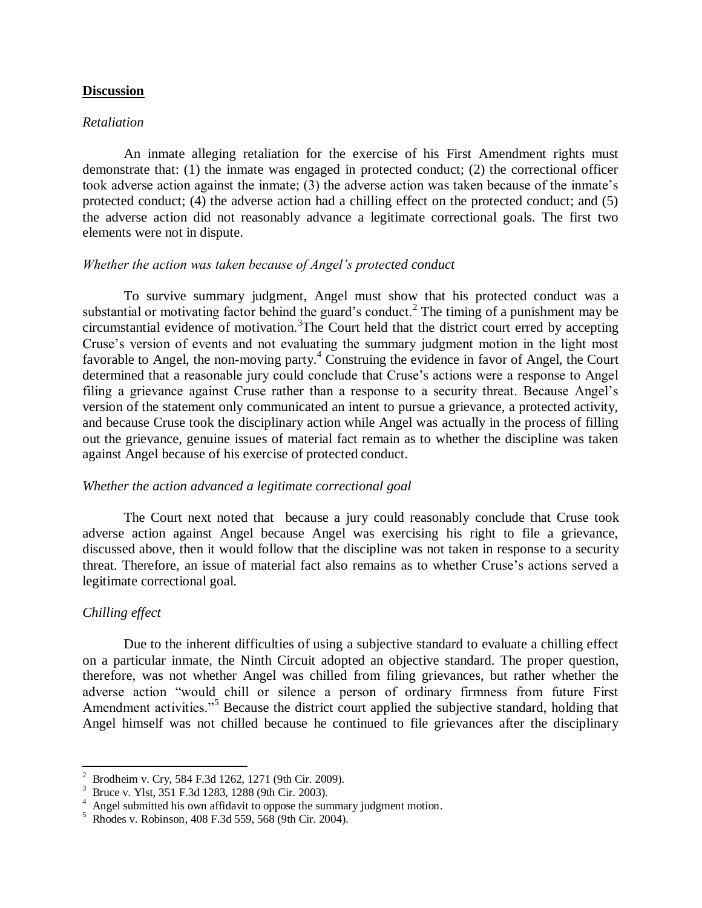**Discussion**

*Retaliation*

An inmate alleging retaliation for the exercise of his First Amendment rights must demonstrate that: (1) the inmate was engaged in protected conduct; (2) the correctional officer took adverse action against the inmate; (3) the adverse action was taken because of the inmate's protected conduct; (4) the adverse action had a chilling effect on the protected conduct; and (5) the adverse action did not reasonably advance a legitimate correctional goals. The first two elements were not in dispute.

*Whether the action was taken because of Angel's protected conduct*

To survive summary judgment, Angel must show that his protected conduct was a substantial or motivating factor behind the guard's conduct.[2] The timing of a punishment may be circumstantial evidence of motivation.[3] The Court held that the district court erred by accepting Cruse's version of events and not evaluating the summary judgment motion in the light most favorable to Angel, the non-moving party.[4] Construing the evidence in favor of Angel, the Court determined that a reasonable jury could conclude that Cruse's actions were a response to Angel filing a grievance against Cruse rather than a response to a security threat. Because Angel's version of the statement only communicated an intent to pursue a grievance, a protected activity, and because Cruse took the disciplinary action while Angel was actually in the process of filling out the grievance, genuine issues of material fact remain as to whether the discipline was taken against Angel because of his exercise of protected conduct.

*Whether the action advanced a legitimate correctional goal*

The Court next noted that because a jury could reasonably conclude that Cruse took adverse action against Angel because Angel was exercising his right to file a grievance, discussed above, then it would follow that the discipline was not taken in response to a security threat. Therefore, an issue of material fact also remains as to whether Cruse's actions served a legitimate correctional goal.

*Chilling effect*

Due to the inherent difficulties of using a subjective standard to evaluate a chilling effect on a particular inmate, the Ninth Circuit adopted an objective standard. The proper question, therefore, was not whether Angel was chilled from filing grievances, but rather whether the adverse action "would chill or silence a person of ordinary firmness from future First Amendment activities."[5] Because the district court applied the subjective standard, holding that Angel himself was not chilled because he continued to file grievances after the disciplinary

---

[2] Brodheim v. Cry, 584 F.3d 1262, 1271 (9th Cir. 2009).

[3] Bruce v. Ylst, 351 F.3d 1283, 1288 (9th Cir. 2003).

[4] Angel submitted his own affidavit to oppose the summary judgment motion.

[5] Rhodes v. Robinson, 408 F.3d 559, 568 (9th Cir. 2004).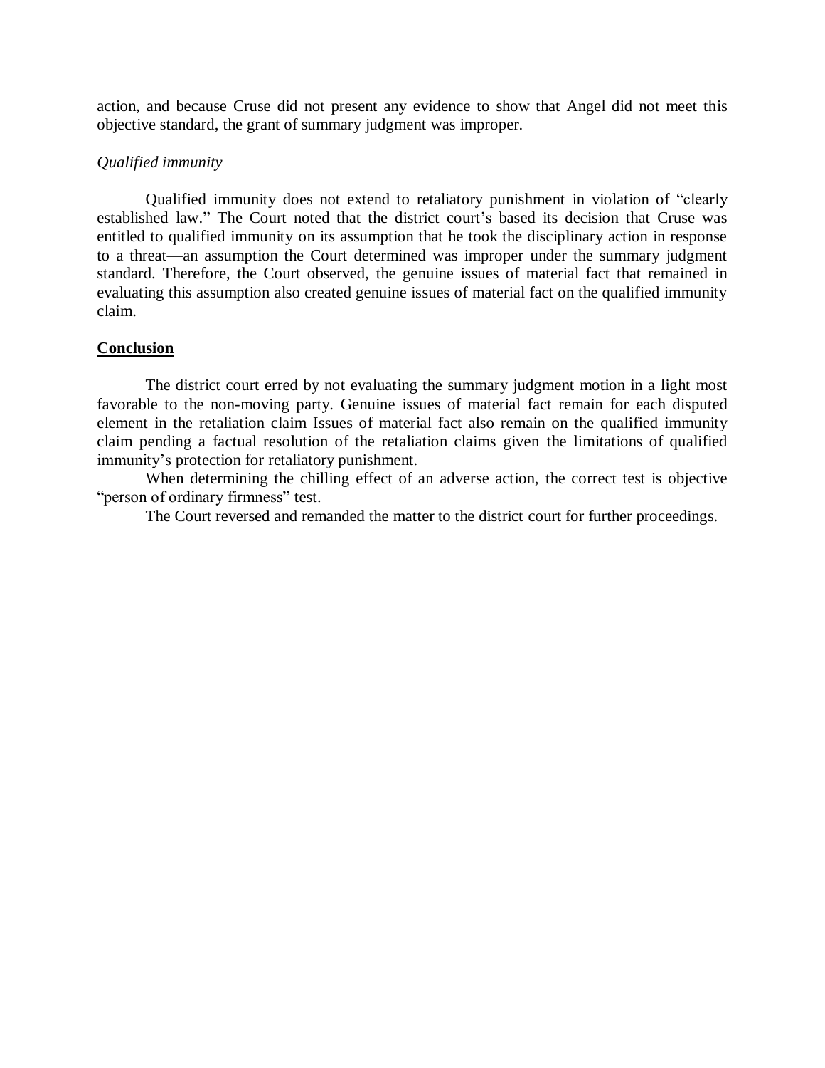action, and because Cruse did not present any evidence to show that Angel did not meet this objective standard, the grant of summary judgment was improper.

*Qualified immunity*

Qualified immunity does not extend to retaliatory punishment in violation of "clearly established law." The Court noted that the district court's based its decision that Cruse was entitled to qualified immunity on its assumption that he took the disciplinary action in response to a threat—an assumption the Court determined was improper under the summary judgment standard. Therefore, the Court observed, the genuine issues of material fact that remained in evaluating this assumption also created genuine issues of material fact on the qualified immunity claim.

## Conclusion

The district court erred by not evaluating the summary judgment motion in a light most favorable to the non-moving party. Genuine issues of material fact remain for each disputed element in the retaliation claim Issues of material fact also remain on the qualified immunity claim pending a factual resolution of the retaliation claims given the limitations of qualified immunity's protection for retaliatory punishment.

When determining the chilling effect of an adverse action, the correct test is objective "person of ordinary firmness" test.

The Court reversed and remanded the matter to the district court for further proceedings.